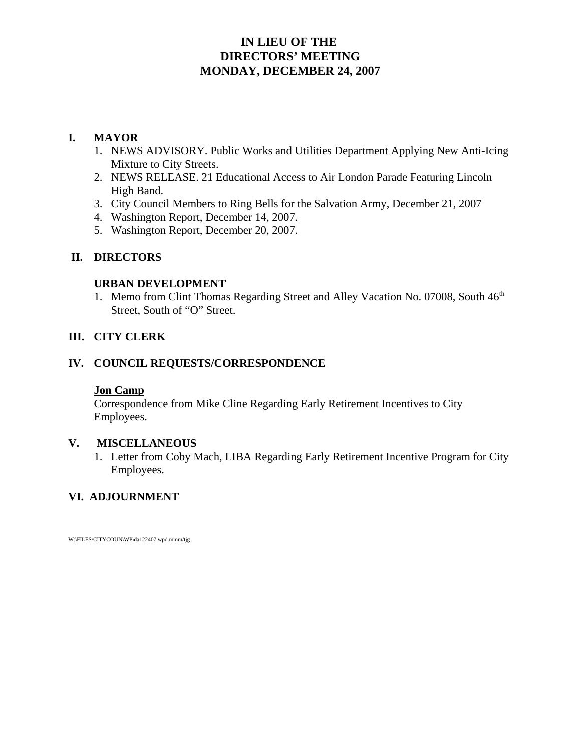# IN LIEU OF THE DIRECTORS' MEETING MONDAY, DECEMBER 24, 2007

## I. MAYOR

1. NEWS ADVISORY. Public Works and Utilities Department Applying New Anti-Icing Mixture to City Streets.
2. NEWS RELEASE. 21 Educational Access to Air London Parade Featuring Lincoln High Band.
3. City Council Members to Ring Bells for the Salvation Army, December 21, 2007
4. Washington Report, December 14, 2007.
5. Washington Report, December 20, 2007.

## II. DIRECTORS

### URBAN DEVELOPMENT

1. Memo from Clint Thomas Regarding Street and Alley Vacation No. 07008, South 46th Street, South of "O" Street.

## III. CITY CLERK

## IV. COUNCIL REQUESTS/CORRESPONDENCE

**Jon Camp**

Correspondence from Mike Cline Regarding Early Retirement Incentives to City Employees.

## V. MISCELLANEOUS

1. Letter from Coby Mach, LIBA Regarding Early Retirement Incentive Program for City Employees.

## VI. ADJOURNMENT

W:\FILES\CITYCOUN\WP\da122407.wpd.mmm/tjg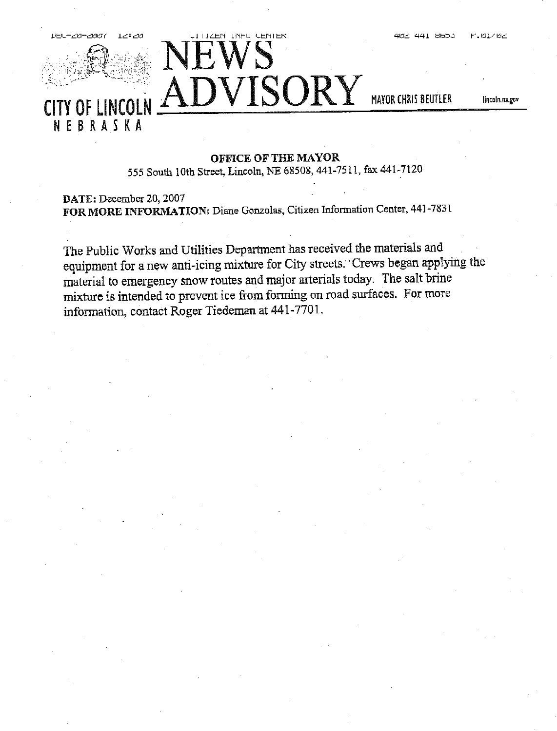# NEWS ADVISORY

**CITY OF LINCOLN**
**NEBRASKA**

MAYOR CHRIS BEUTLER

lincoln.ne.gov

**OFFICE OF THE MAYOR**

555 South 10th Street, Lincoln, NE 68508, 441-7511, fax 441-7120

**DATE:** December 20, 2007

**FOR MORE INFORMATION:** Diane Gonzolas, Citizen Information Center, 441-7831

The Public Works and Utilities Department has received the materials and equipment for a new anti-icing mixture for City streets. Crews began applying the material to emergency snow routes and major arterials today. The salt brine mixture is intended to prevent ice from forming on road surfaces. For more information, contact Roger Tiedeman at 441-7701.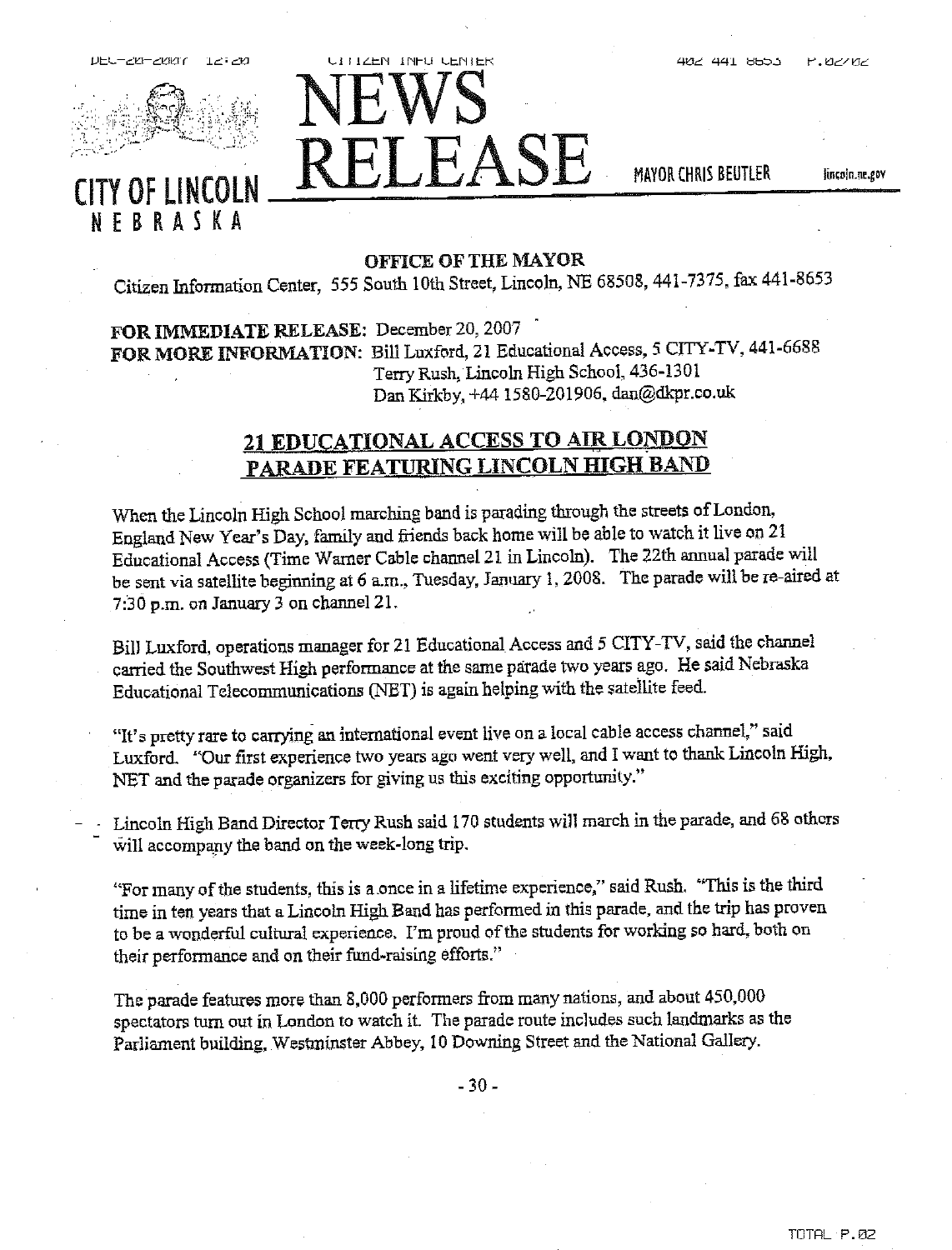# NEWS RELEASE

**CITY OF LINCOLN NEBRASKA** — MAYOR CHRIS BEUTLER — lincoln.ne.gov

**OFFICE OF THE MAYOR**

Citizen Information Center, 555 South 10th Street, Lincoln, NE 68508, 441-7375, fax 441-8653

**FOR IMMEDIATE RELEASE:** December 20, 2007

**FOR MORE INFORMATION:** Bill Luxford, 21 Educational Access, 5 CITY-TV, 441-6688
Terry Rush, Lincoln High School, 436-1301
Dan Kirkby, +44 1580-201906, dan@dkpr.co.uk

## 21 EDUCATIONAL ACCESS TO AIR LONDON PARADE FEATURING LINCOLN HIGH BAND

When the Lincoln High School marching band is parading through the streets of London, England New Year's Day, family and friends back home will be able to watch it live on 21 Educational Access (Time Warner Cable channel 21 in Lincoln). The 22th annual parade will be sent via satellite beginning at 6 a.m., Tuesday, January 1, 2008. The parade will be re-aired at 7:30 p.m. on January 3 on channel 21.

Bill Luxford, operations manager for 21 Educational Access and 5 CITY-TV, said the channel carried the Southwest High performance at the same parade two years ago. He said Nebraska Educational Telecommunications (NET) is again helping with the satellite feed.

"It's pretty rare to carrying an international event live on a local cable access channel," said Luxford. "Our first experience two years ago went very well, and I want to thank Lincoln High, NET and the parade organizers for giving us this exciting opportunity."

Lincoln High Band Director Terry Rush said 170 students will march in the parade, and 68 others will accompany the band on the week-long trip.

"For many of the students, this is a once in a lifetime experience," said Rush. "This is the third time in ten years that a Lincoln High Band has performed in this parade, and the trip has proven to be a wonderful cultural experience. I'm proud of the students for working so hard, both on their performance and on their fund-raising efforts."

The parade features more than 8,000 performers from many nations, and about 450,000 spectators turn out in London to watch it. The parade route includes such landmarks as the Parliament building, Westminster Abbey, 10 Downing Street and the National Gallery.

- 30 -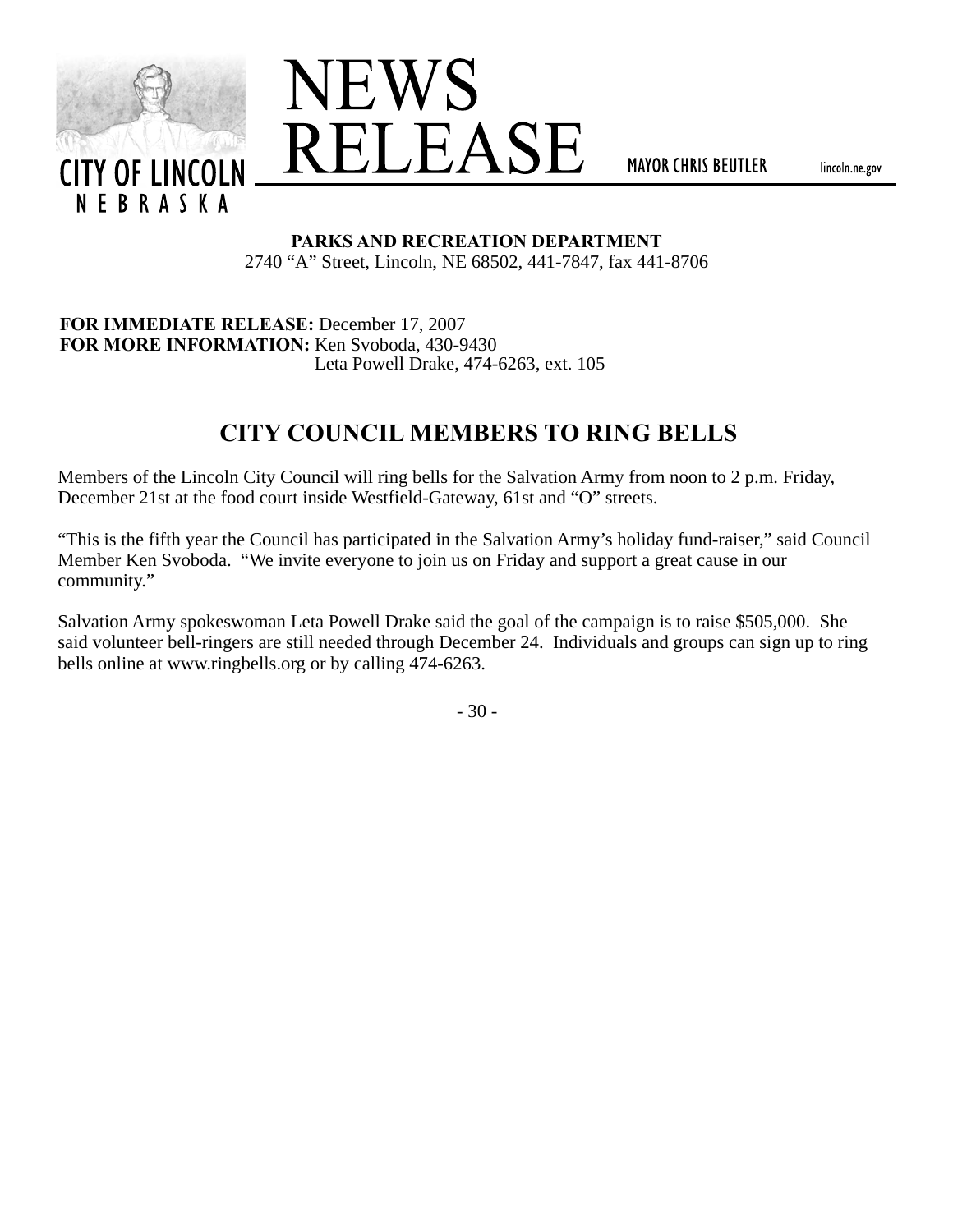CITY OF LINCOLN
NEBRASKA

# NEWS RELEASE

MAYOR CHRIS BEUTLER lincoln.ne.gov

**PARKS AND RECREATION DEPARTMENT**
2740 "A" Street, Lincoln, NE 68502, 441-7847, fax 441-8706

**FOR IMMEDIATE RELEASE:** December 17, 2007
**FOR MORE INFORMATION:** Ken Svoboda, 430-9430
Leta Powell Drake, 474-6263, ext. 105

## CITY COUNCIL MEMBERS TO RING BELLS

Members of the Lincoln City Council will ring bells for the Salvation Army from noon to 2 p.m. Friday, December 21st at the food court inside Westfield-Gateway, 61st and "O" streets.

"This is the fifth year the Council has participated in the Salvation Army's holiday fund-raiser," said Council Member Ken Svoboda. "We invite everyone to join us on Friday and support a great cause in our community."

Salvation Army spokeswoman Leta Powell Drake said the goal of the campaign is to raise $505,000. She said volunteer bell-ringers are still needed through December 24. Individuals and groups can sign up to ring bells online at www.ringbells.org or by calling 474-6263.

- 30 -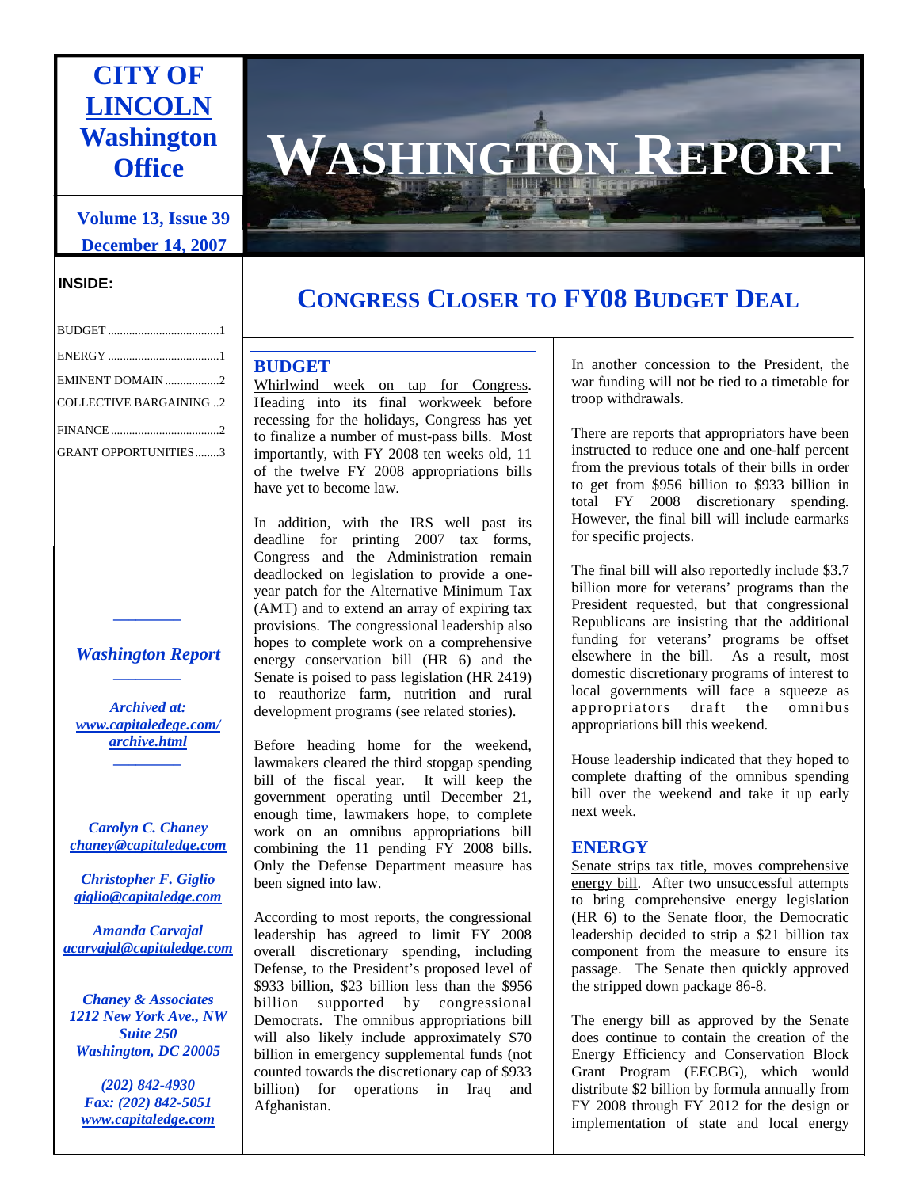# CITY OF LINCOLN Washington Office

**Volume 13, Issue 39**
**December 14, 2007**

# WASHINGTON REPORT

**INSIDE:**

- BUDGET ....................................1
- ENERGY ....................................1
- EMINENT DOMAIN .................2
- COLLECTIVE BARGAINING ..2
- FINANCE ...................................2
- GRANT OPPORTUNITIES........3

*Washington Report*

*Archived at: www.capitaledge.com/archive.html*

*Carolyn C. Chaney*
*chaney@capitaledge.com*

*Christopher F. Giglio*
*giglio@capitaledge.com*

*Amanda Carvajal*
*acarvajal@capitaledge.com*

*Chaney & Associates*
*1212 New York Ave., NW*
*Suite 250*
*Washington, DC 20005*

*(202) 842-4930*
*Fax: (202) 842-5051*
*www.capitaledge.com*

## CONGRESS CLOSER TO FY08 BUDGET DEAL

### BUDGET

Whirlwind week on tap for Congress. Heading into its final workweek before recessing for the holidays, Congress has yet to finalize a number of must-pass bills. Most importantly, with FY 2008 ten weeks old, 11 of the twelve FY 2008 appropriations bills have yet to become law.

In addition, with the IRS well past its deadline for printing 2007 tax forms, Congress and the Administration remain deadlocked on legislation to provide a one-year patch for the Alternative Minimum Tax (AMT) and to extend an array of expiring tax provisions. The congressional leadership also hopes to complete work on a comprehensive energy conservation bill (HR 6) and the Senate is poised to pass legislation (HR 2419) to reauthorize farm, nutrition and rural development programs (see related stories).

Before heading home for the weekend, lawmakers cleared the third stopgap spending bill of the fiscal year. It will keep the government operating until December 21, enough time, lawmakers hope, to complete work on an omnibus appropriations bill combining the 11 pending FY 2008 bills. Only the Defense Department measure has been signed into law.

According to most reports, the congressional leadership has agreed to limit FY 2008 overall discretionary spending, including Defense, to the President's proposed level of \$933 billion, \$23 billion less than the \$956 billion supported by congressional Democrats. The omnibus appropriations bill will also likely include approximately \$70 billion in emergency supplemental funds (not counted towards the discretionary cap of \$933 billion) for operations in Iraq and Afghanistan.

In another concession to the President, the war funding will not be tied to a timetable for troop withdrawals.

There are reports that appropriators have been instructed to reduce one and one-half percent from the previous totals of their bills in order to get from \$956 billion to \$933 billion in total FY 2008 discretionary spending. However, the final bill will include earmarks for specific projects.

The final bill will also reportedly include \$3.7 billion more for veterans' programs than the President requested, but that congressional Republicans are insisting that the additional funding for veterans' programs be offset elsewhere in the bill. As a result, most domestic discretionary programs of interest to local governments will face a squeeze as appropriators draft the omnibus appropriations bill this weekend.

House leadership indicated that they hoped to complete drafting of the omnibus spending bill over the weekend and take it up early next week.

### ENERGY

Senate strips tax title, moves comprehensive energy bill. After two unsuccessful attempts to bring comprehensive energy legislation (HR 6) to the Senate floor, the Democratic leadership decided to strip a \$21 billion tax component from the measure to ensure its passage. The Senate then quickly approved the stripped down package 86-8.

The energy bill as approved by the Senate does continue to contain the creation of the Energy Efficiency and Conservation Block Grant Program (EECBG), which would distribute \$2 billion by formula annually from FY 2008 through FY 2012 for the design or implementation of state and local energy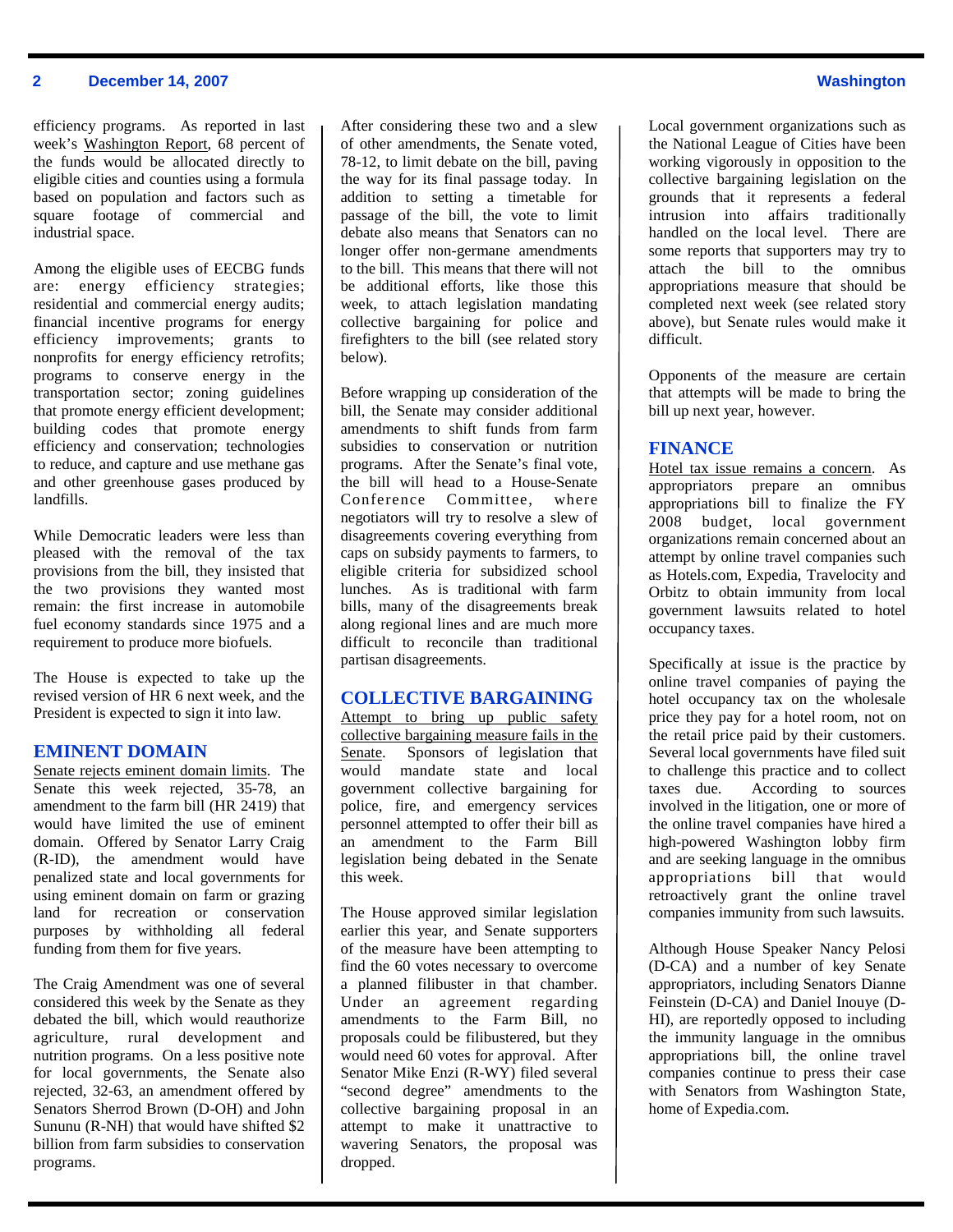efficiency programs. As reported in last week's Washington Report, 68 percent of the funds would be allocated directly to eligible cities and counties using a formula based on population and factors such as square footage of commercial and industrial space.

Among the eligible uses of EECBG funds are: energy efficiency strategies; residential and commercial energy audits; financial incentive programs for energy efficiency improvements; grants to nonprofits for energy efficiency retrofits; programs to conserve energy in the transportation sector; zoning guidelines that promote energy efficient development; building codes that promote energy efficiency and conservation; technologies to reduce, and capture and use methane gas and other greenhouse gases produced by landfills.

While Democratic leaders were less than pleased with the removal of the tax provisions from the bill, they insisted that the two provisions they wanted most remain: the first increase in automobile fuel economy standards since 1975 and a requirement to produce more biofuels.

The House is expected to take up the revised version of HR 6 next week, and the President is expected to sign it into law.

## EMINENT DOMAIN

Senate rejects eminent domain limits. The Senate this week rejected, 35-78, an amendment to the farm bill (HR 2419) that would have limited the use of eminent domain. Offered by Senator Larry Craig (R-ID), the amendment would have penalized state and local governments for using eminent domain on farm or grazing land for recreation or conservation purposes by withholding all federal funding from them for five years.

The Craig Amendment was one of several considered this week by the Senate as they debated the bill, which would reauthorize agriculture, rural development and nutrition programs. On a less positive note for local governments, the Senate also rejected, 32-63, an amendment offered by Senators Sherrod Brown (D-OH) and John Sununu (R-NH) that would have shifted $2 billion from farm subsidies to conservation programs.

After considering these two and a slew of other amendments, the Senate voted, 78-12, to limit debate on the bill, paving the way for its final passage today. In addition to setting a timetable for passage of the bill, the vote to limit debate also means that Senators can no longer offer non-germane amendments to the bill. This means that there will not be additional efforts, like those this week, to attach legislation mandating collective bargaining for police and firefighters to the bill (see related story below).

Before wrapping up consideration of the bill, the Senate may consider additional amendments to shift funds from farm subsidies to conservation or nutrition programs. After the Senate's final vote, the bill will head to a House-Senate Conference Committee, where negotiators will try to resolve a slew of disagreements covering everything from caps on subsidy payments to farmers, to eligible criteria for subsidized school lunches. As is traditional with farm bills, many of the disagreements break along regional lines and are much more difficult to reconcile than traditional partisan disagreements.

## COLLECTIVE BARGAINING

Attempt to bring up public safety collective bargaining measure fails in the Senate. Sponsors of legislation that would mandate state and local government collective bargaining for police, fire, and emergency services personnel attempted to offer their bill as an amendment to the Farm Bill legislation being debated in the Senate this week.

The House approved similar legislation earlier this year, and Senate supporters of the measure have been attempting to find the 60 votes necessary to overcome a planned filibuster in that chamber. Under an agreement regarding amendments to the Farm Bill, no proposals could be filibustered, but they would need 60 votes for approval. After Senator Mike Enzi (R-WY) filed several "second degree" amendments to the collective bargaining proposal in an attempt to make it unattractive to wavering Senators, the proposal was dropped.

Local government organizations such as the National League of Cities have been working vigorously in opposition to the collective bargaining legislation on the grounds that it represents a federal intrusion into affairs traditionally handled on the local level. There are some reports that supporters may try to attach the bill to the omnibus appropriations measure that should be completed next week (see related story above), but Senate rules would make it difficult.

Opponents of the measure are certain that attempts will be made to bring the bill up next year, however.

## FINANCE

Hotel tax issue remains a concern. As appropriators prepare an omnibus appropriations bill to finalize the FY 2008 budget, local government organizations remain concerned about an attempt by online travel companies such as Hotels.com, Expedia, Travelocity and Orbitz to obtain immunity from local government lawsuits related to hotel occupancy taxes.

Specifically at issue is the practice by online travel companies of paying the hotel occupancy tax on the wholesale price they pay for a hotel room, not on the retail price paid by their customers. Several local governments have filed suit to challenge this practice and to collect taxes due. According to sources involved in the litigation, one or more of the online travel companies have hired a high-powered Washington lobby firm and are seeking language in the omnibus appropriations bill that would retroactively grant the online travel companies immunity from such lawsuits.

Although House Speaker Nancy Pelosi (D-CA) and a number of key Senate appropriators, including Senators Dianne Feinstein (D-CA) and Daniel Inouye (D-HI), are reportedly opposed to including the immunity language in the omnibus appropriations bill, the online travel companies continue to press their case with Senators from Washington State, home of Expedia.com.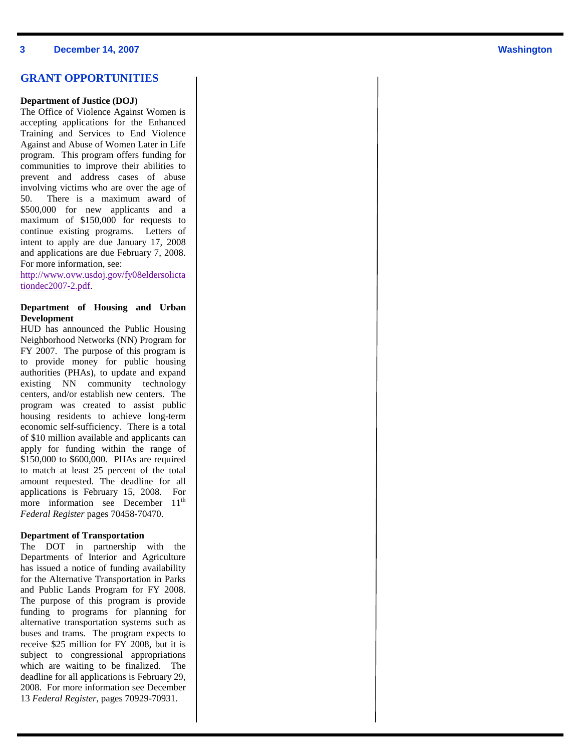## GRANT OPPORTUNITIES

**Department of Justice (DOJ)**

The Office of Violence Against Women is accepting applications for the Enhanced Training and Services to End Violence Against and Abuse of Women Later in Life program. This program offers funding for communities to improve their abilities to prevent and address cases of abuse involving victims who are over the age of 50. There is a maximum award of $500,000 for new applicants and a maximum of $150,000 for requests to continue existing programs. Letters of intent to apply are due January 17, 2008 and applications are due February 7, 2008. For more information, see: http://www.ovw.usdoj.gov/fy08eldersolictationdec2007-2.pdf.

**Department of Housing and Urban Development**

HUD has announced the Public Housing Neighborhood Networks (NN) Program for FY 2007. The purpose of this program is to provide money for public housing authorities (PHAs), to update and expand existing NN community technology centers, and/or establish new centers. The program was created to assist public housing residents to achieve long-term economic self-sufficiency. There is a total of $10 million available and applicants can apply for funding within the range of $150,000 to $600,000. PHAs are required to match at least 25 percent of the total amount requested. The deadline for all applications is February 15, 2008. For more information see December 11th *Federal Register* pages 70458-70470.

**Department of Transportation**

The DOT in partnership with the Departments of Interior and Agriculture has issued a notice of funding availability for the Alternative Transportation in Parks and Public Lands Program for FY 2008. The purpose of this program is provide funding to programs for planning for alternative transportation systems such as buses and trams. The program expects to receive $25 million for FY 2008, but it is subject to congressional appropriations which are waiting to be finalized. The deadline for all applications is February 29, 2008. For more information see December 13 *Federal Register*, pages 70929-70931.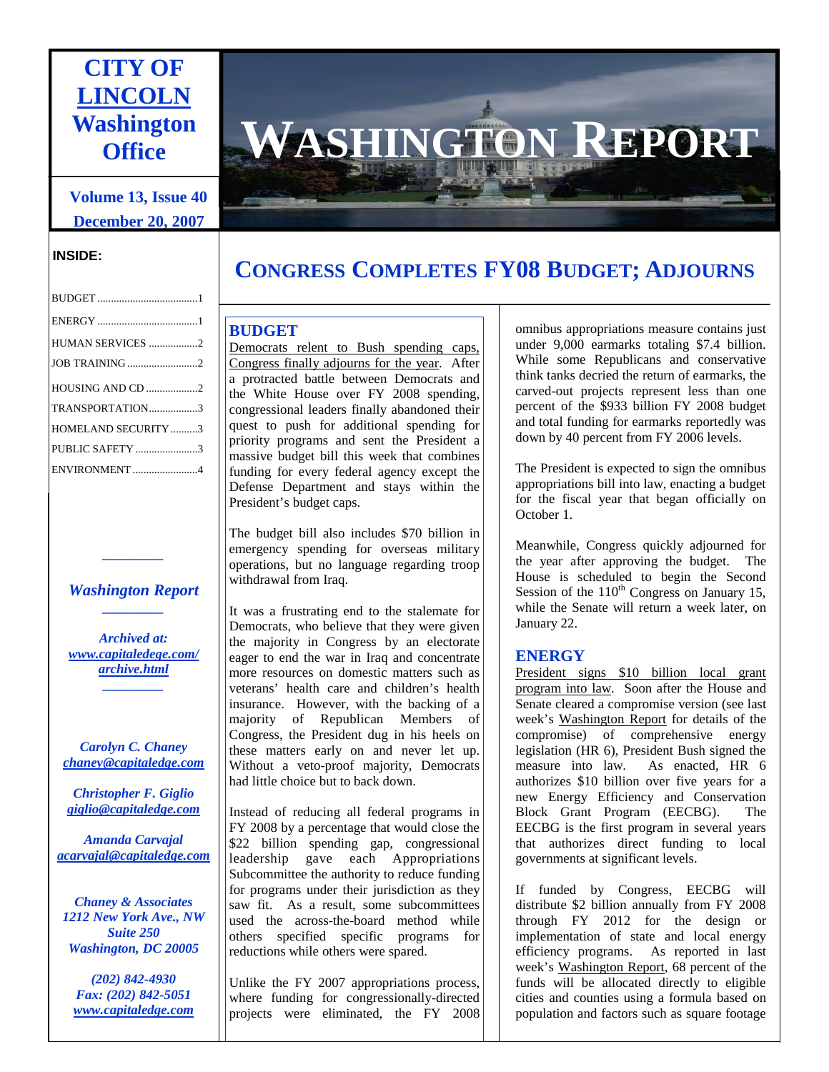# CITY OF LINCOLN Washington Office

**Volume 13, Issue 40**
**December 20, 2007**

# WASHINGTON REPORT

**INSIDE:**

| | |
|---|---|
| BUDGET | 1 |
| ENERGY | 1 |
| HUMAN SERVICES | 2 |
| JOB TRAINING | 2 |
| HOUSING AND CD | 2 |
| TRANSPORTATION | 3 |
| HOMELAND SECURITY | 3 |
| PUBLIC SAFETY | 3 |
| ENVIRONMENT | 4 |

*Washington Report*

*Archived at:*
*www.capitaledege.com/archive.html*

*Carolyn C. Chaney*
*chaney@capitaledge.com*

*Christopher F. Giglio*
*giglio@capitaledge.com*

*Amanda Carvajal*
*acarvajal@capitaledge.com*

*Chaney & Associates*
*1212 New York Ave., NW*
*Suite 250*
*Washington, DC 20005*

*(202) 842-4930*
*Fax: (202) 842-5051*
*www.capitaledge.com*

## CONGRESS COMPLETES FY08 BUDGET; ADJOURNS

### BUDGET

Democrats relent to Bush spending caps, Congress finally adjourns for the year. After a protracted battle between Democrats and the White House over FY 2008 spending, congressional leaders finally abandoned their quest to push for additional spending for priority programs and sent the President a massive budget bill this week that combines funding for every federal agency except the Defense Department and stays within the President's budget caps.

The budget bill also includes $70 billion in emergency spending for overseas military operations, but no language regarding troop withdrawal from Iraq.

It was a frustrating end to the stalemate for Democrats, who believe that they were given the majority in Congress by an electorate eager to end the war in Iraq and concentrate more resources on domestic matters such as veterans' health care and children's health insurance. However, with the backing of a majority of Republican Members of Congress, the President dug in his heels on these matters early on and never let up. Without a veto-proof majority, Democrats had little choice but to back down.

Instead of reducing all federal programs in FY 2008 by a percentage that would close the $22 billion spending gap, congressional leadership gave each Appropriations Subcommittee the authority to reduce funding for programs under their jurisdiction as they saw fit. As a result, some subcommittees used the across-the-board method while others specified specific programs for reductions while others were spared.

Unlike the FY 2007 appropriations process, where funding for congressionally-directed projects were eliminated, the FY 2008 omnibus appropriations measure contains just under 9,000 earmarks totaling $7.4 billion. While some Republicans and conservative think tanks decried the return of earmarks, the carved-out projects represent less than one percent of the $933 billion FY 2008 budget and total funding for earmarks reportedly was down by 40 percent from FY 2006 levels.

The President is expected to sign the omnibus appropriations bill into law, enacting a budget for the fiscal year that began officially on October 1.

Meanwhile, Congress quickly adjourned for the year after approving the budget. The House is scheduled to begin the Second Session of the 110th Congress on January 15, while the Senate will return a week later, on January 22.

### ENERGY

President signs $10 billion local grant program into law. Soon after the House and Senate cleared a compromise version (see last week's Washington Report for details of the compromise) of comprehensive energy legislation (HR 6), President Bush signed the measure into law. As enacted, HR 6 authorizes $10 billion over five years for a new Energy Efficiency and Conservation Block Grant Program (EECBG). The EECBG is the first program in several years that authorizes direct funding to local governments at significant levels.

If funded by Congress, EECBG will distribute $2 billion annually from FY 2008 through FY 2012 for the design or implementation of state and local energy efficiency programs. As reported in last week's Washington Report, 68 percent of the funds will be allocated directly to eligible cities and counties using a formula based on population and factors such as square footage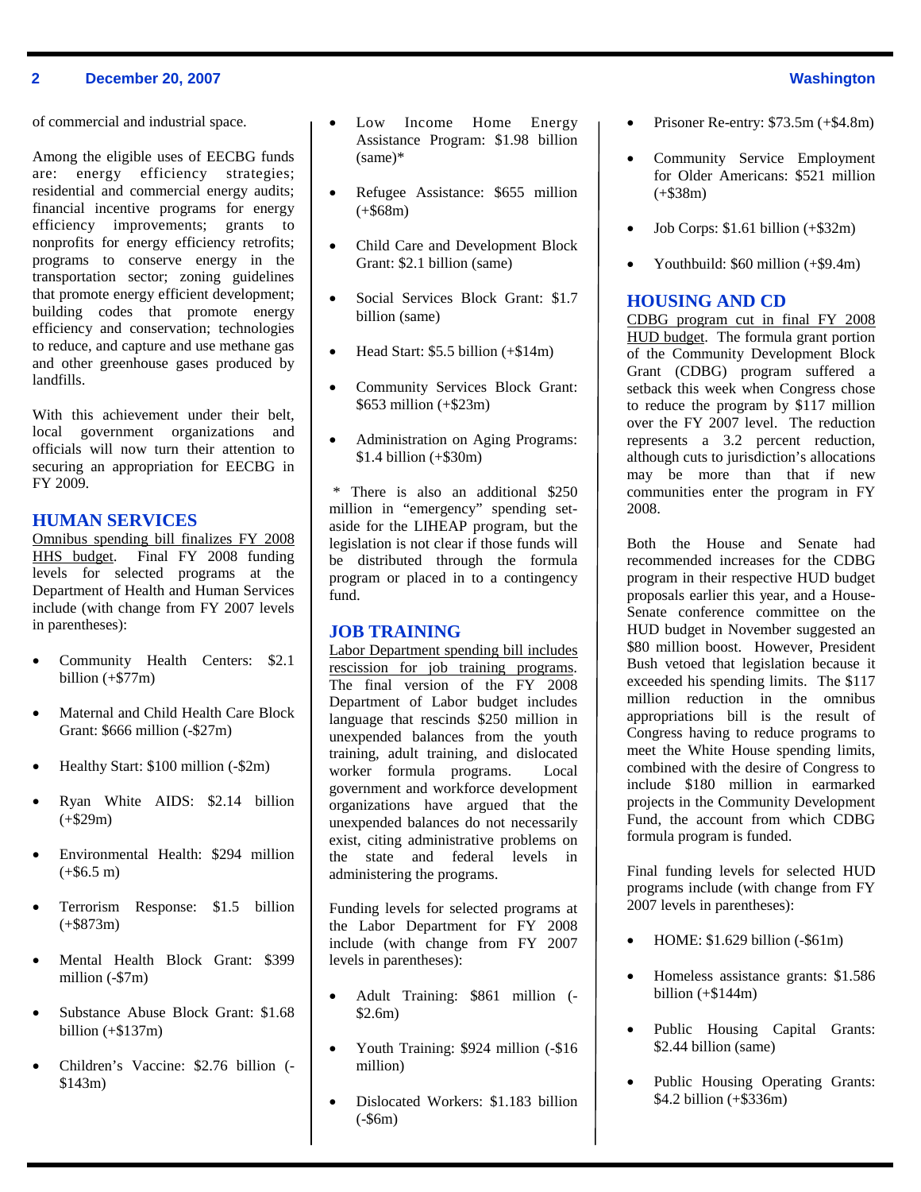of commercial and industrial space.

Among the eligible uses of EECBG funds are: energy efficiency strategies; residential and commercial energy audits; financial incentive programs for energy efficiency improvements; grants to nonprofits for energy efficiency retrofits; programs to conserve energy in the transportation sector; zoning guidelines that promote energy efficient development; building codes that promote energy efficiency and conservation; technologies to reduce, and capture and use methane gas and other greenhouse gases produced by landfills.

With this achievement under their belt, local government organizations and officials will now turn their attention to securing an appropriation for EECBG in FY 2009.

## HUMAN SERVICES

Omnibus spending bill finalizes FY 2008 HHS budget. Final FY 2008 funding levels for selected programs at the Department of Health and Human Services include (with change from FY 2007 levels in parentheses):

- Community Health Centers: $2.1 billion (+$77m)
- Maternal and Child Health Care Block Grant: $666 million (-$27m)
- Healthy Start: $100 million (-$2m)
- Ryan White AIDS: $2.14 billion (+$29m)
- Environmental Health: $294 million (+$6.5 m)
- Terrorism Response: $1.5 billion (+$873m)
- Mental Health Block Grant: $399 million (-$7m)
- Substance Abuse Block Grant: $1.68 billion (+$137m)
- Children's Vaccine: $2.76 billion (-$143m)
- Low Income Home Energy Assistance Program: $1.98 billion (same)*
- Refugee Assistance: $655 million (+$68m)
- Child Care and Development Block Grant: $2.1 billion (same)
- Social Services Block Grant: $1.7 billion (same)
- Head Start: $5.5 billion (+$14m)
- Community Services Block Grant: $653 million (+$23m)
- Administration on Aging Programs: $1.4 billion (+$30m)

* There is also an additional $250 million in "emergency" spending set-aside for the LIHEAP program, but the legislation is not clear if those funds will be distributed through the formula program or placed in to a contingency fund.

## JOB TRAINING

Labor Department spending bill includes rescission for job training programs. The final version of the FY 2008 Department of Labor budget includes language that rescinds $250 million in unexpended balances from the youth training, adult training, and dislocated worker formula programs. Local government and workforce development organizations have argued that the unexpended balances do not necessarily exist, citing administrative problems on the state and federal levels in administering the programs.

Funding levels for selected programs at the Labor Department for FY 2008 include (with change from FY 2007 levels in parentheses):

- Adult Training: $861 million (-$2.6m)
- Youth Training: $924 million (-$16 million)
- Dislocated Workers: $1.183 billion (-$6m)
- Prisoner Re-entry: $73.5m (+$4.8m)
- Community Service Employment for Older Americans: $521 million (+$38m)
- Job Corps: $1.61 billion (+$32m)
- Youthbuild: $60 million (+$9.4m)

## HOUSING AND CD

CDBG program cut in final FY 2008 HUD budget. The formula grant portion of the Community Development Block Grant (CDBG) program suffered a setback this week when Congress chose to reduce the program by $117 million over the FY 2007 level. The reduction represents a 3.2 percent reduction, although cuts to jurisdiction's allocations may be more than that if new communities enter the program in FY 2008.

Both the House and Senate had recommended increases for the CDBG program in their respective HUD budget proposals earlier this year, and a House-Senate conference committee on the HUD budget in November suggested an $80 million boost. However, President Bush vetoed that legislation because it exceeded his spending limits. The $117 million reduction in the omnibus appropriations bill is the result of Congress having to reduce programs to meet the White House spending limits, combined with the desire of Congress to include $180 million in earmarked projects in the Community Development Fund, the account from which CDBG formula program is funded.

Final funding levels for selected HUD programs include (with change from FY 2007 levels in parentheses):

- HOME: $1.629 billion (-$61m)
- Homeless assistance grants: $1.586 billion (+$144m)
- Public Housing Capital Grants: $2.44 billion (same)
- Public Housing Operating Grants: $4.2 billion (+$336m)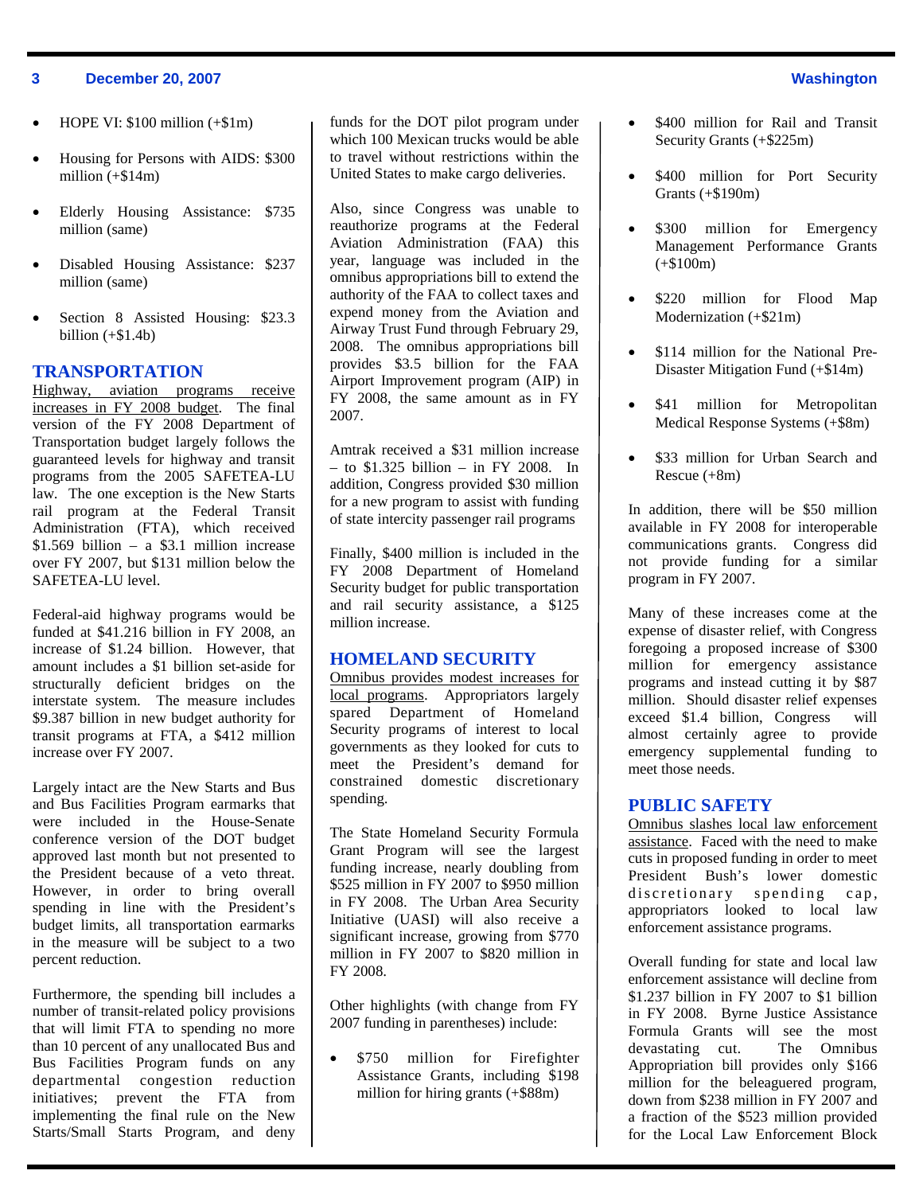- HOPE VI: $100 million (+$1m)
- Housing for Persons with AIDS: $300 million (+$14m)
- Elderly Housing Assistance: $735 million (same)
- Disabled Housing Assistance: $237 million (same)
- Section 8 Assisted Housing: $23.3 billion (+$1.4b)

## TRANSPORTATION

Highway, aviation programs receive increases in FY 2008 budget. The final version of the FY 2008 Department of Transportation budget largely follows the guaranteed levels for highway and transit programs from the 2005 SAFETEA-LU law. The one exception is the New Starts rail program at the Federal Transit Administration (FTA), which received $1.569 billion – a $3.1 million increase over FY 2007, but $131 million below the SAFETEA-LU level.

Federal-aid highway programs would be funded at $41.216 billion in FY 2008, an increase of $1.24 billion. However, that amount includes a $1 billion set-aside for structurally deficient bridges on the interstate system. The measure includes $9.387 billion in new budget authority for transit programs at FTA, a $412 million increase over FY 2007.

Largely intact are the New Starts and Bus and Bus Facilities Program earmarks that were included in the House-Senate conference version of the DOT budget approved last month but not presented to the President because of a veto threat. However, in order to bring overall spending in line with the President's budget limits, all transportation earmarks in the measure will be subject to a two percent reduction.

Furthermore, the spending bill includes a number of transit-related policy provisions that will limit FTA to spending no more than 10 percent of any unallocated Bus and Bus Facilities Program funds on any departmental congestion reduction initiatives; prevent the FTA from implementing the final rule on the New Starts/Small Starts Program, and deny funds for the DOT pilot program under which 100 Mexican trucks would be able to travel without restrictions within the United States to make cargo deliveries.

Also, since Congress was unable to reauthorize programs at the Federal Aviation Administration (FAA) this year, language was included in the omnibus appropriations bill to extend the authority of the FAA to collect taxes and expend money from the Aviation and Airway Trust Fund through February 29, 2008. The omnibus appropriations bill provides $3.5 billion for the FAA Airport Improvement program (AIP) in FY 2008, the same amount as in FY 2007.

Amtrak received a $31 million increase – to $1.325 billion – in FY 2008. In addition, Congress provided $30 million for a new program to assist with funding of state intercity passenger rail programs

Finally, $400 million is included in the FY 2008 Department of Homeland Security budget for public transportation and rail security assistance, a $125 million increase.

## HOMELAND SECURITY

Omnibus provides modest increases for local programs. Appropriators largely spared Department of Homeland Security programs of interest to local governments as they looked for cuts to meet the President's demand for constrained domestic discretionary spending.

The State Homeland Security Formula Grant Program will see the largest funding increase, nearly doubling from $525 million in FY 2007 to $950 million in FY 2008. The Urban Area Security Initiative (UASI) will also receive a significant increase, growing from $770 million in FY 2007 to $820 million in FY 2008.

Other highlights (with change from FY 2007 funding in parentheses) include:

- $750 million for Firefighter Assistance Grants, including $198 million for hiring grants (+$88m)
- $400 million for Rail and Transit Security Grants (+$225m)
- $400 million for Port Security Grants (+$190m)
- $300 million for Emergency Management Performance Grants (+$100m)
- $220 million for Flood Map Modernization (+$21m)
- $114 million for the National Pre-Disaster Mitigation Fund (+$14m)
- $41 million for Metropolitan Medical Response Systems (+$8m)
- $33 million for Urban Search and Rescue (+8m)

In addition, there will be $50 million available in FY 2008 for interoperable communications grants. Congress did not provide funding for a similar program in FY 2007.

Many of these increases come at the expense of disaster relief, with Congress foregoing a proposed increase of $300 million for emergency assistance programs and instead cutting it by $87 million. Should disaster relief expenses exceed $1.4 billion, Congress will almost certainly agree to provide emergency supplemental funding to meet those needs.

## PUBLIC SAFETY

Omnibus slashes local law enforcement assistance. Faced with the need to make cuts in proposed funding in order to meet President Bush's lower domestic discretionary spending cap, appropriators looked to local law enforcement assistance programs.

Overall funding for state and local law enforcement assistance will decline from $1.237 billion in FY 2007 to $1 billion in FY 2008. Byrne Justice Assistance Formula Grants will see the most devastating cut. The Omnibus Appropriation bill provides only $166 million for the beleaguered program, down from $238 million in FY 2007 and a fraction of the $523 million provided for the Local Law Enforcement Block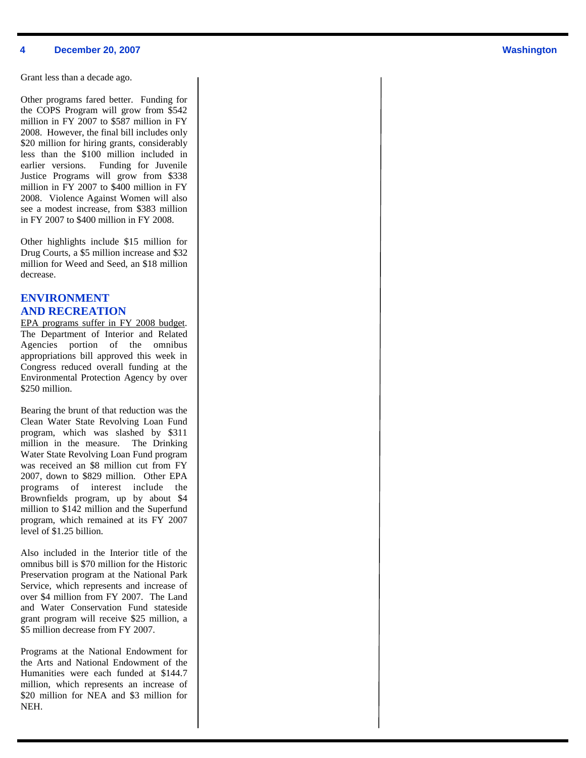Grant less than a decade ago.

Other programs fared better. Funding for the COPS Program will grow from $542 million in FY 2007 to $587 million in FY 2008. However, the final bill includes only $20 million for hiring grants, considerably less than the $100 million included in earlier versions. Funding for Juvenile Justice Programs will grow from $338 million in FY 2007 to $400 million in FY 2008. Violence Against Women will also see a modest increase, from $383 million in FY 2007 to $400 million in FY 2008.

Other highlights include $15 million for Drug Courts, a $5 million increase and $32 million for Weed and Seed, an $18 million decrease.

## ENVIRONMENT AND RECREATION

EPA programs suffer in FY 2008 budget. The Department of Interior and Related Agencies portion of the omnibus appropriations bill approved this week in Congress reduced overall funding at the Environmental Protection Agency by over $250 million.

Bearing the brunt of that reduction was the Clean Water State Revolving Loan Fund program, which was slashed by $311 million in the measure. The Drinking Water State Revolving Loan Fund program was received an $8 million cut from FY 2007, down to $829 million. Other EPA programs of interest include the Brownfields program, up by about $4 million to $142 million and the Superfund program, which remained at its FY 2007 level of $1.25 billion.

Also included in the Interior title of the omnibus bill is $70 million for the Historic Preservation program at the National Park Service, which represents and increase of over $4 million from FY 2007. The Land and Water Conservation Fund stateside grant program will receive $25 million, a $5 million decrease from FY 2007.

Programs at the National Endowment for the Arts and National Endowment of the Humanities were each funded at $144.7 million, which represents an increase of $20 million for NEA and $3 million for NEH.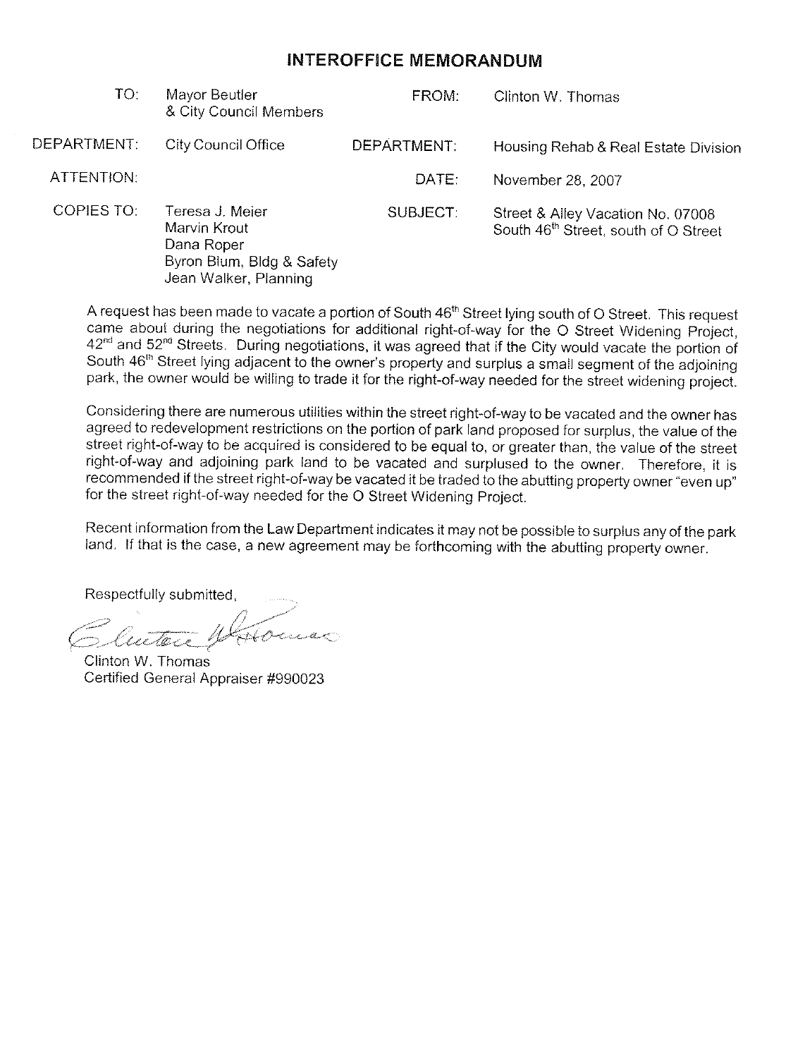# INTEROFFICE MEMORANDUM

| | | | |
|---|---|---|---|
| TO: | Mayor Beutler<br>& City Council Members | FROM: | Clinton W. Thomas |
| DEPARTMENT: | City Council Office | DEPARTMENT: | Housing Rehab & Real Estate Division |
| ATTENTION: | | DATE: | November 28, 2007 |
| COPIES TO: | Teresa J. Meier<br>Marvin Krout<br>Dana Roper<br>Byron Blum, Bldg & Safety<br>Jean Walker, Planning | SUBJECT: | Street & Alley Vacation No. 07008<br>South 46th Street, south of O Street |

A request has been made to vacate a portion of South 46th Street lying south of O Street. This request came about during the negotiations for additional right-of-way for the O Street Widening Project, 42nd and 52nd Streets. During negotiations, it was agreed that if the City would vacate the portion of South 46th Street lying adjacent to the owner's property and surplus a small segment of the adjoining park, the owner would be willing to trade it for the right-of-way needed for the street widening project.

Considering there are numerous utilities within the street right-of-way to be vacated and the owner has agreed to redevelopment restrictions on the portion of park land proposed for surplus, the value of the street right-of-way to be acquired is considered to be equal to, or greater than, the value of the street right-of-way and adjoining park land to be vacated and surplused to the owner. Therefore, it is recommended if the street right-of-way be vacated it be traded to the abutting property owner "even up" for the street right-of-way needed for the O Street Widening Project.

Recent information from the Law Department indicates it may not be possible to surplus any of the park land. If that is the case, a new agreement may be forthcoming with the abutting property owner.

Respectfully submitted,

Clinton W. Thomas

Clinton W. Thomas
Certified General Appraiser #990023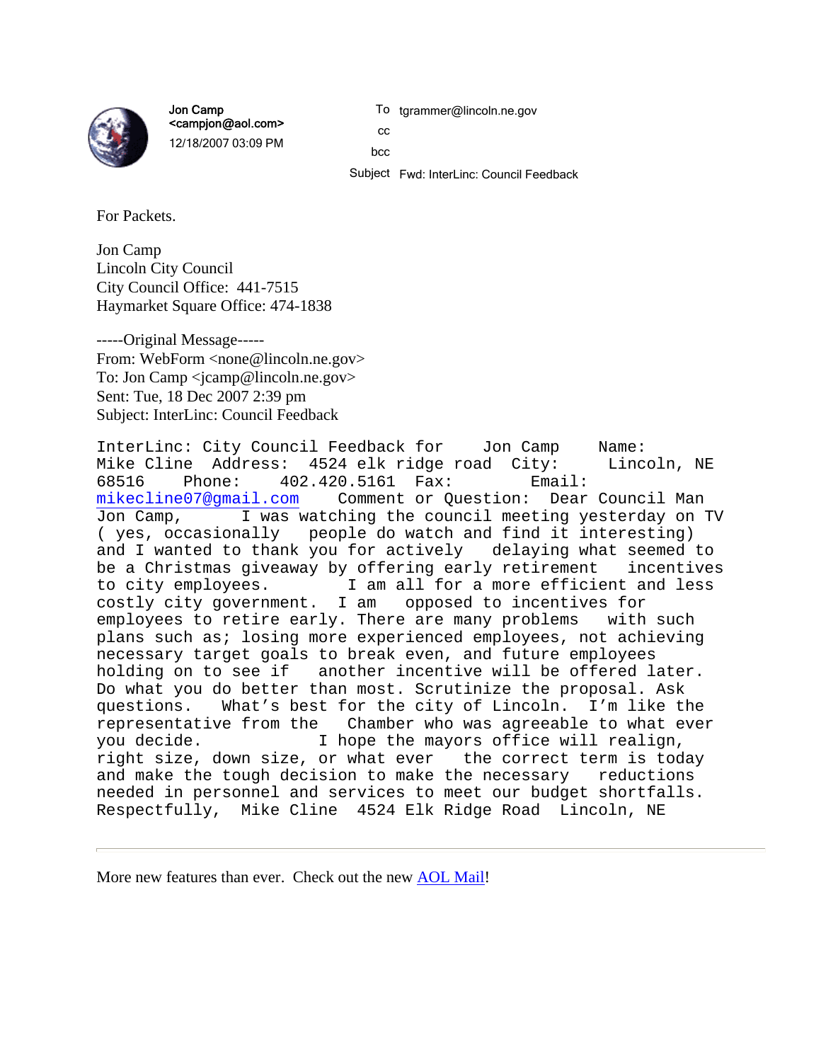Jon Camp
<campjon@aol.com>
12/18/2007 03:09 PM

To tgrammer@lincoln.ne.gov
cc
bcc
Subject Fwd: InterLinc: Council Feedback

For Packets.

Jon Camp
Lincoln City Council
City Council Office: 441-7515
Haymarket Square Office: 474-1838

-----Original Message-----
From: WebForm <none@lincoln.ne.gov>
To: Jon Camp <jcamp@lincoln.ne.gov>
Sent: Tue, 18 Dec 2007 2:39 pm
Subject: InterLinc: Council Feedback

InterLinc: City Council Feedback for Jon Camp Name: Mike Cline Address: 4524 elk ridge road City: Lincoln, NE 68516 Phone: 402.420.5161 Fax: Email: mikecline07@gmail.com Comment or Question: Dear Council Man Jon Camp, I was watching the council meeting yesterday on TV ( yes, occasionally people do watch and find it interesting) and I wanted to thank you for actively delaying what seemed to be a Christmas giveaway by offering early retirement incentives to city employees. I am all for a more efficient and less costly city government. I am opposed to incentives for employees to retire early. There are many problems with such plans such as; losing more experienced employees, not achieving necessary target goals to break even, and future employees holding on to see if another incentive will be offered later. Do what you do better than most. Scrutinize the proposal. Ask questions. What's best for the city of Lincoln. I'm like the representative from the Chamber who was agreeable to what ever you decide. I hope the mayors office will realign, right size, down size, or what ever the correct term is today and make the tough decision to make the necessary reductions needed in personnel and services to meet our budget shortfalls. Respectfully, Mike Cline 4524 Elk Ridge Road Lincoln, NE

---

More new features than ever. Check out the new AOL Mail!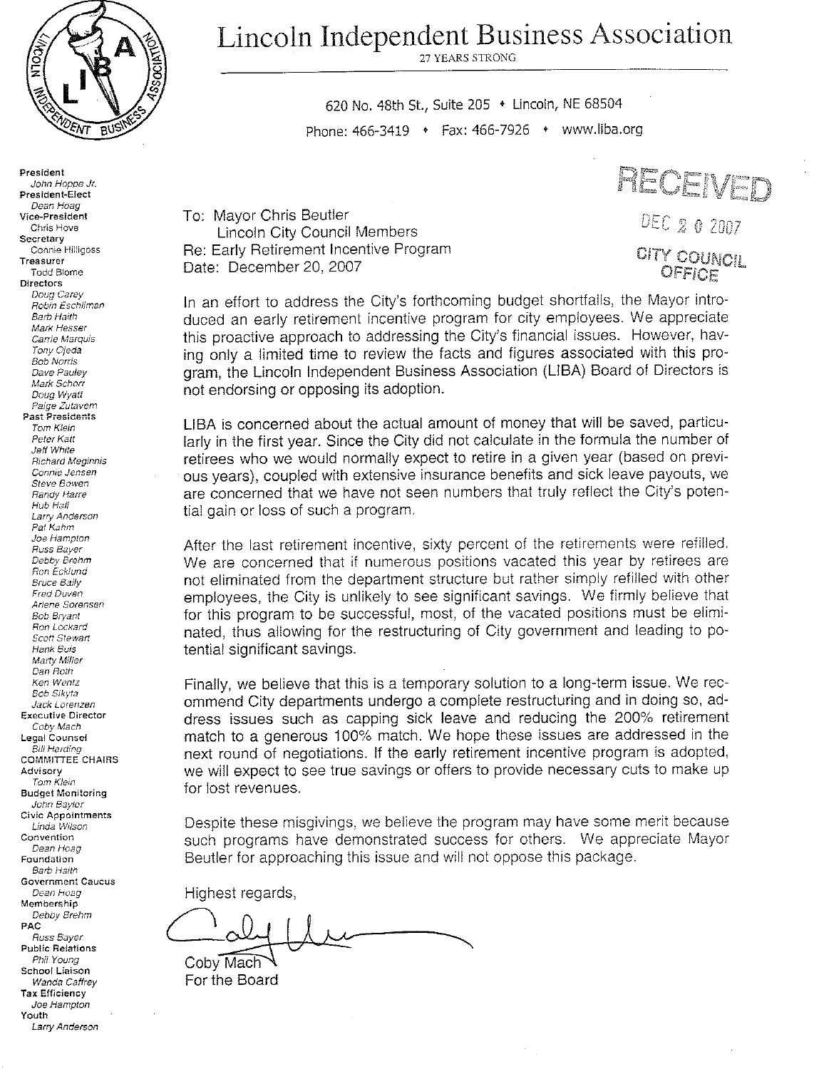# Lincoln Independent Business Association

27 YEARS STRONG

620 No. 48th St., Suite 205 • Lincoln, NE 68504

Phone: 466-3419 • Fax: 466-7926 • www.liba.org

**President**
John Hoppe Jr.
**President-Elect**
Dean Hoag
**Vice-President**
Chris Hove
**Secretary**
Connie Hilligoss
**Treasurer**
Todd Blome
**Directors**
Doug Carey
Robin Eschliman
Barb Haith
Mark Hesser
Carrie Marquis
Tony Ojeda
Bob Norris
Dave Pauley
Mark Schorr
Doug Wyatt
Paige Zutavern
**Past Presidents**
Tom Klein
Peter Katt
Jeff White
Richard Meginnis
Connie Jensen
Steve Bowen
Randy Harre
Hub Hall
Larry Anderson
Pat Kahm
Joe Hampton
Russ Bayer
Debby Brehm
Ron Ecklund
Bruce Baily
Fred Duven
Arlene Sorensen
Bob Bryant
Ron Lockard
Scott Stewart
Hank Buis
Marty Miller
Dan Roth
Ken Wentz
Bob Sikyta
Jack Lorenzen
**Executive Director**
Coby Mach
**Legal Counsel**
Bill Harding
**COMMITTEE CHAIRS**
**Advisory**
Tom Klein
**Budget Monitoring**
John Baylor
**Civic Appointments**
Linda Wilson
**Convention**
Dean Hoag
**Foundation**
Barb Haith
**Government Caucus**
Dean Hoag
**Membership**
Debby Brehm
**PAC**
Russ Bayer
**Public Relations**
Phil Young
**School Liaison**
Wanda Caffrey
**Tax Efficiency**
Joe Hampton
**Youth**
Larry Anderson

RECEIVED
DEC 20 2007
CITY COUNCIL OFFICE

To: Mayor Chris Beutler
Lincoln City Council Members
Re: Early Retirement Incentive Program
Date: December 20, 2007

In an effort to address the City's forthcoming budget shortfalls, the Mayor introduced an early retirement incentive program for city employees. We appreciate this proactive approach to addressing the City's financial issues. However, having only a limited time to review the facts and figures associated with this program, the Lincoln Independent Business Association (LIBA) Board of Directors is not endorsing or opposing its adoption.

LIBA is concerned about the actual amount of money that will be saved, particularly in the first year. Since the City did not calculate in the formula the number of retirees who we would normally expect to retire in a given year (based on previous years), coupled with extensive insurance benefits and sick leave payouts, we are concerned that we have not seen numbers that truly reflect the City's potential gain or loss of such a program.

After the last retirement incentive, sixty percent of the retirements were refilled. We are concerned that if numerous positions vacated this year by retirees are not eliminated from the department structure but rather simply refilled with other employees, the City is unlikely to see significant savings. We firmly believe that for this program to be successful, most, of the vacated positions must be eliminated, thus allowing for the restructuring of City government and leading to potential significant savings.

Finally, we believe that this is a temporary solution to a long-term issue. We recommend City departments undergo a complete restructuring and in doing so, address issues such as capping sick leave and reducing the 200% retirement match to a generous 100% match. We hope these issues are addressed in the next round of negotiations. If the early retirement incentive program is adopted, we will expect to see true savings or offers to provide necessary cuts to make up for lost revenues.

Despite these misgivings, we believe the program may have some merit because such programs have demonstrated success for others. We appreciate Mayor Beutler for approaching this issue and will not oppose this package.

Highest regards,

Coby Mach
For the Board